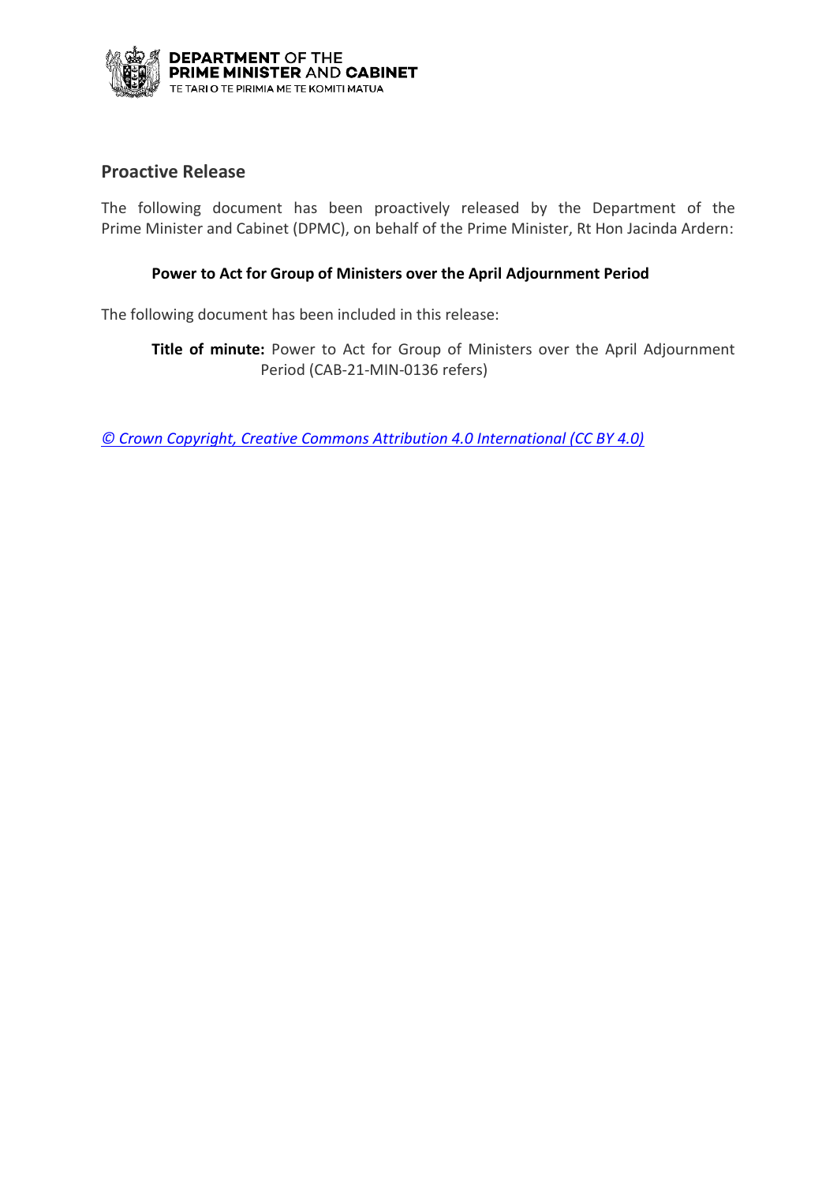**DEPARTMENT OF THE PRIME MINISTER AND CABINET**
TE TARI O TE PIRIMIA ME TE KOMITI MATUA

## Proactive Release

The following document has been proactively released by the Department of the Prime Minister and Cabinet (DPMC), on behalf of the Prime Minister, Rt Hon Jacinda Ardern:

**Power to Act for Group of Ministers over the April Adjournment Period**

The following document has been included in this release:

**Title of minute:** Power to Act for Group of Ministers over the April Adjournment Period (CAB-21-MIN-0136 refers)

*© Crown Copyright, Creative Commons Attribution 4.0 International (CC BY 4.0)*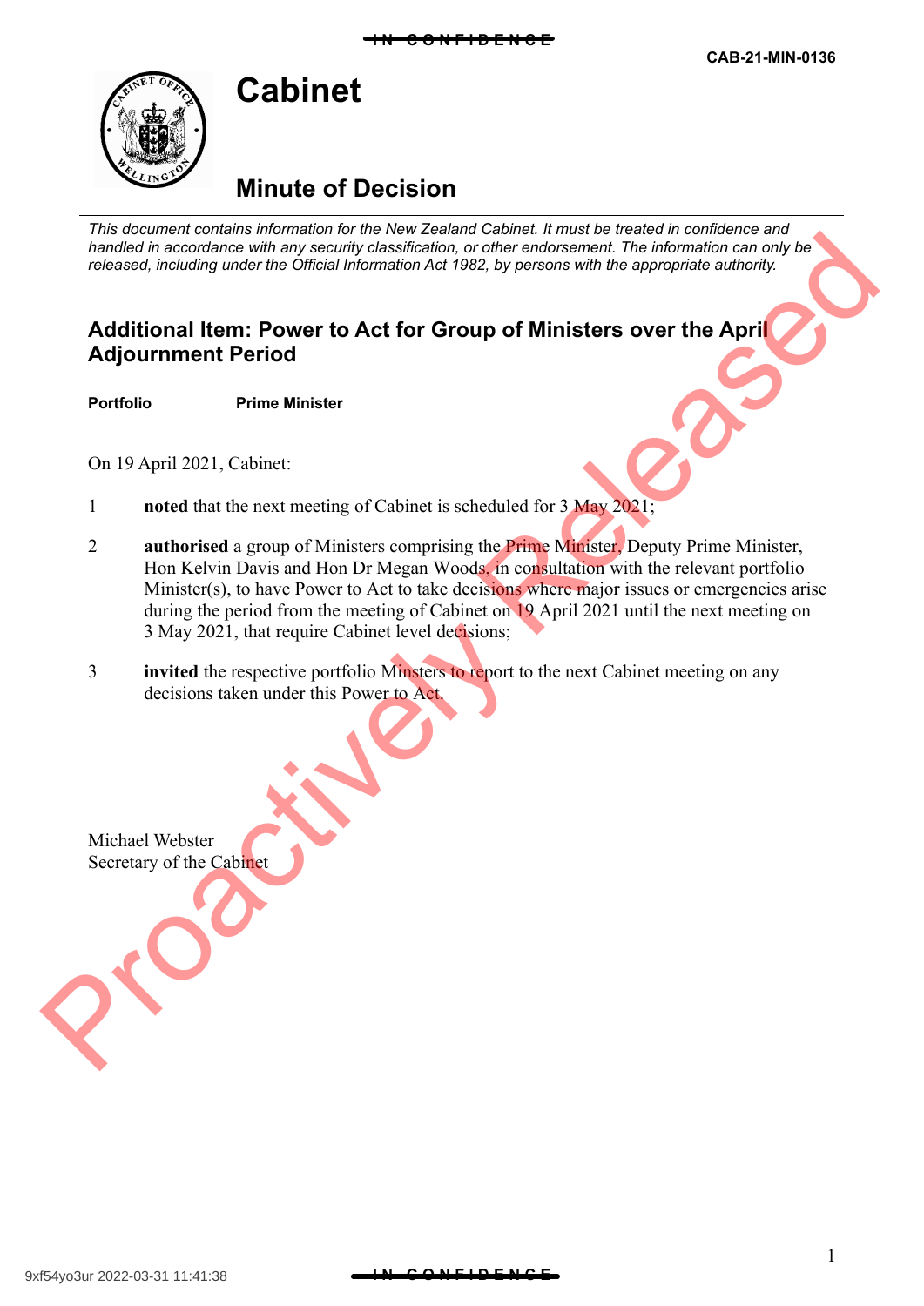CAB-21-MIN-0136

# Cabinet

## Minute of Decision

*This document contains information for the New Zealand Cabinet. It must be treated in confidence and handled in accordance with any security classification, or other endorsement. The information can only be released, including under the Official Information Act 1982, by persons with the appropriate authority.*

### Additional Item: Power to Act for Group of Ministers over the April Adjournment Period

**Portfolio** **Prime Minister**

On 19 April 2021, Cabinet:

1 **noted** that the next meeting of Cabinet is scheduled for 3 May 2021;

2 **authorised** a group of Ministers comprising the Prime Minister, Deputy Prime Minister, Hon Kelvin Davis and Hon Dr Megan Woods, in consultation with the relevant portfolio Minister(s), to have Power to Act to take decisions where major issues or emergencies arise during the period from the meeting of Cabinet on 19 April 2021 until the next meeting on 3 May 2021, that require Cabinet level decisions;

3 **invited** the respective portfolio Minsters to report to the next Cabinet meeting on any decisions taken under this Power to Act.

Michael Webster
Secretary of the Cabinet